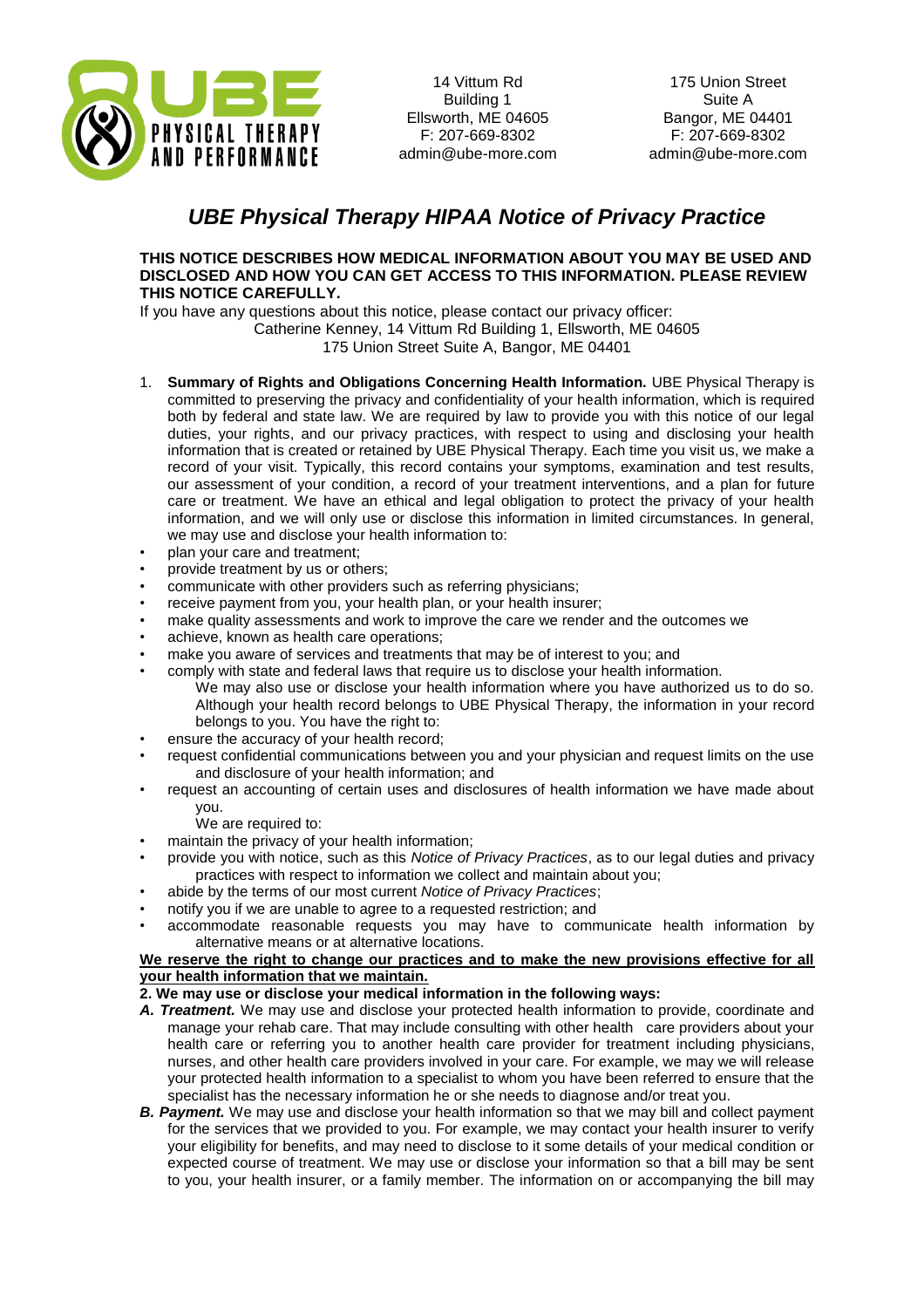UBE PHYSICAL THERAPY AND PERFORMANCE

14 Vittum Rd
Building 1
Ellsworth, ME 04605
F: 207-669-8302
admin@ube-more.com

175 Union Street
Suite A
Bangor, ME 04401
F: 207-669-8302
admin@ube-more.com

# *UBE Physical Therapy HIPAA Notice of Privacy Practice*

**THIS NOTICE DESCRIBES HOW MEDICAL INFORMATION ABOUT YOU MAY BE USED AND DISCLOSED AND HOW YOU CAN GET ACCESS TO THIS INFORMATION. PLEASE REVIEW THIS NOTICE CAREFULLY.**

If you have any questions about this notice, please contact our privacy officer:
Catherine Kenney, 14 Vittum Rd Building 1, Ellsworth, ME 04605
175 Union Street Suite A, Bangor, ME 04401

1. **Summary of Rights and Obligations Concerning Health Information.** UBE Physical Therapy is committed to preserving the privacy and confidentiality of your health information, which is required both by federal and state law. We are required by law to provide you with this notice of our legal duties, your rights, and our privacy practices, with respect to using and disclosing your health information that is created or retained by UBE Physical Therapy. Each time you visit us, we make a record of your visit. Typically, this record contains your symptoms, examination and test results, our assessment of your condition, a record of your treatment interventions, and a plan for future care or treatment. We have an ethical and legal obligation to protect the privacy of your health information, and we will only use or disclose this information in limited circumstances. In general, we may use and disclose your health information to:

- plan your care and treatment;
- provide treatment by us or others;
- communicate with other providers such as referring physicians;
- receive payment from you, your health plan, or your health insurer;
- make quality assessments and work to improve the care we render and the outcomes we
- achieve, known as health care operations;
- make you aware of services and treatments that may be of interest to you; and
- comply with state and federal laws that require us to disclose your health information.

We may also use or disclose your health information where you have authorized us to do so. Although your health record belongs to UBE Physical Therapy, the information in your record belongs to you. You have the right to:

- ensure the accuracy of your health record;
- request confidential communications between you and your physician and request limits on the use and disclosure of your health information; and
- request an accounting of certain uses and disclosures of health information we have made about you.

We are required to:

- maintain the privacy of your health information;
- provide you with notice, such as this *Notice of Privacy Practices*, as to our legal duties and privacy practices with respect to information we collect and maintain about you;
- abide by the terms of our most current *Notice of Privacy Practices*;
- notify you if we are unable to agree to a requested restriction; and
- accommodate reasonable requests you may have to communicate health information by alternative means or at alternative locations.

<u>**We reserve the right to change our practices and to make the new provisions effective for all your health information that we maintain.**</u>

**2. We may use or disclose your medical information in the following ways:**

***A. Treatment.*** We may use and disclose your protected health information to provide, coordinate and manage your rehab care. That may include consulting with other health care providers about your health care or referring you to another health care provider for treatment including physicians, nurses, and other health care providers involved in your care. For example, we may we will release your protected health information to a specialist to whom you have been referred to ensure that the specialist has the necessary information he or she needs to diagnose and/or treat you.

***B. Payment.*** We may use and disclose your health information so that we may bill and collect payment for the services that we provided to you. For example, we may contact your health insurer to verify your eligibility for benefits, and may need to disclose to it some details of your medical condition or expected course of treatment. We may use or disclose your information so that a bill may be sent to you, your health insurer, or a family member. The information on or accompanying the bill may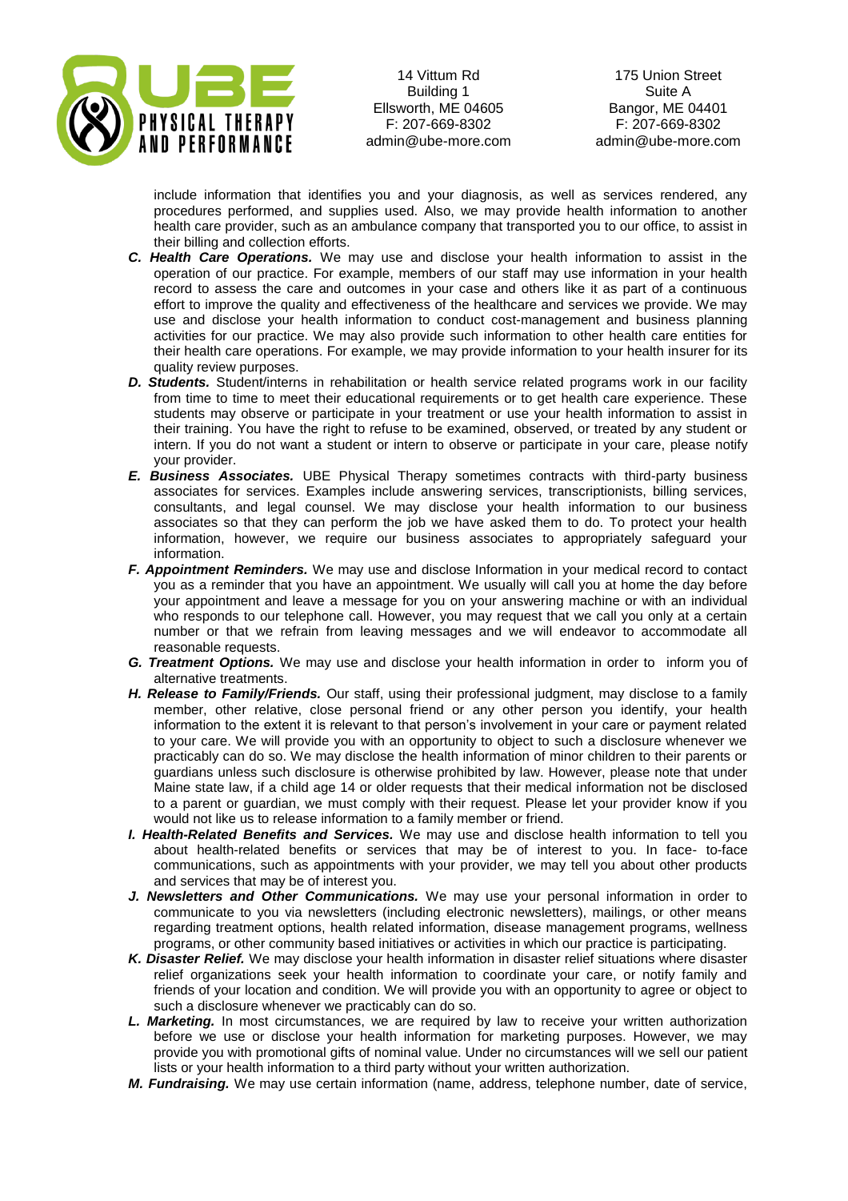include information that identifies you and your diagnosis, as well as services rendered, any procedures performed, and supplies used. Also, we may provide health information to another health care provider, such as an ambulance company that transported you to our office, to assist in their billing and collection efforts.

- ***C. Health Care Operations.*** We may use and disclose your health information to assist in the operation of our practice. For example, members of our staff may use information in your health record to assess the care and outcomes in your case and others like it as part of a continuous effort to improve the quality and effectiveness of the healthcare and services we provide. We may use and disclose your health information to conduct cost-management and business planning activities for our practice. We may also provide such information to other health care entities for their health care operations. For example, we may provide information to your health insurer for its quality review purposes.
- ***D. Students.*** Student/interns in rehabilitation or health service related programs work in our facility from time to time to meet their educational requirements or to get health care experience. These students may observe or participate in your treatment or use your health information to assist in their training. You have the right to refuse to be examined, observed, or treated by any student or intern. If you do not want a student or intern to observe or participate in your care, please notify your provider.
- ***E. Business Associates.*** UBE Physical Therapy sometimes contracts with third-party business associates for services. Examples include answering services, transcriptionists, billing services, consultants, and legal counsel. We may disclose your health information to our business associates so that they can perform the job we have asked them to do. To protect your health information, however, we require our business associates to appropriately safeguard your information.
- ***F. Appointment Reminders.*** We may use and disclose Information in your medical record to contact you as a reminder that you have an appointment. We usually will call you at home the day before your appointment and leave a message for you on your answering machine or with an individual who responds to our telephone call. However, you may request that we call you only at a certain number or that we refrain from leaving messages and we will endeavor to accommodate all reasonable requests.
- ***G. Treatment Options.*** We may use and disclose your health information in order to inform you of alternative treatments.
- ***H. Release to Family/Friends.*** Our staff, using their professional judgment, may disclose to a family member, other relative, close personal friend or any other person you identify, your health information to the extent it is relevant to that person's involvement in your care or payment related to your care. We will provide you with an opportunity to object to such a disclosure whenever we practicably can do so. We may disclose the health information of minor children to their parents or guardians unless such disclosure is otherwise prohibited by law. However, please note that under Maine state law, if a child age 14 or older requests that their medical information not be disclosed to a parent or guardian, we must comply with their request. Please let your provider know if you would not like us to release information to a family member or friend.
- ***I. Health-Related Benefits and Services.*** We may use and disclose health information to tell you about health-related benefits or services that may be of interest to you. In face- to-face communications, such as appointments with your provider, we may tell you about other products and services that may be of interest you.
- ***J. Newsletters and Other Communications.*** We may use your personal information in order to communicate to you via newsletters (including electronic newsletters), mailings, or other means regarding treatment options, health related information, disease management programs, wellness programs, or other community based initiatives or activities in which our practice is participating.
- ***K. Disaster Relief.*** We may disclose your health information in disaster relief situations where disaster relief organizations seek your health information to coordinate your care, or notify family and friends of your location and condition. We will provide you with an opportunity to agree or object to such a disclosure whenever we practicably can do so.
- ***L. Marketing.*** In most circumstances, we are required by law to receive your written authorization before we use or disclose your health information for marketing purposes. However, we may provide you with promotional gifts of nominal value. Under no circumstances will we sell our patient lists or your health information to a third party without your written authorization.
- ***M. Fundraising.*** We may use certain information (name, address, telephone number, date of service,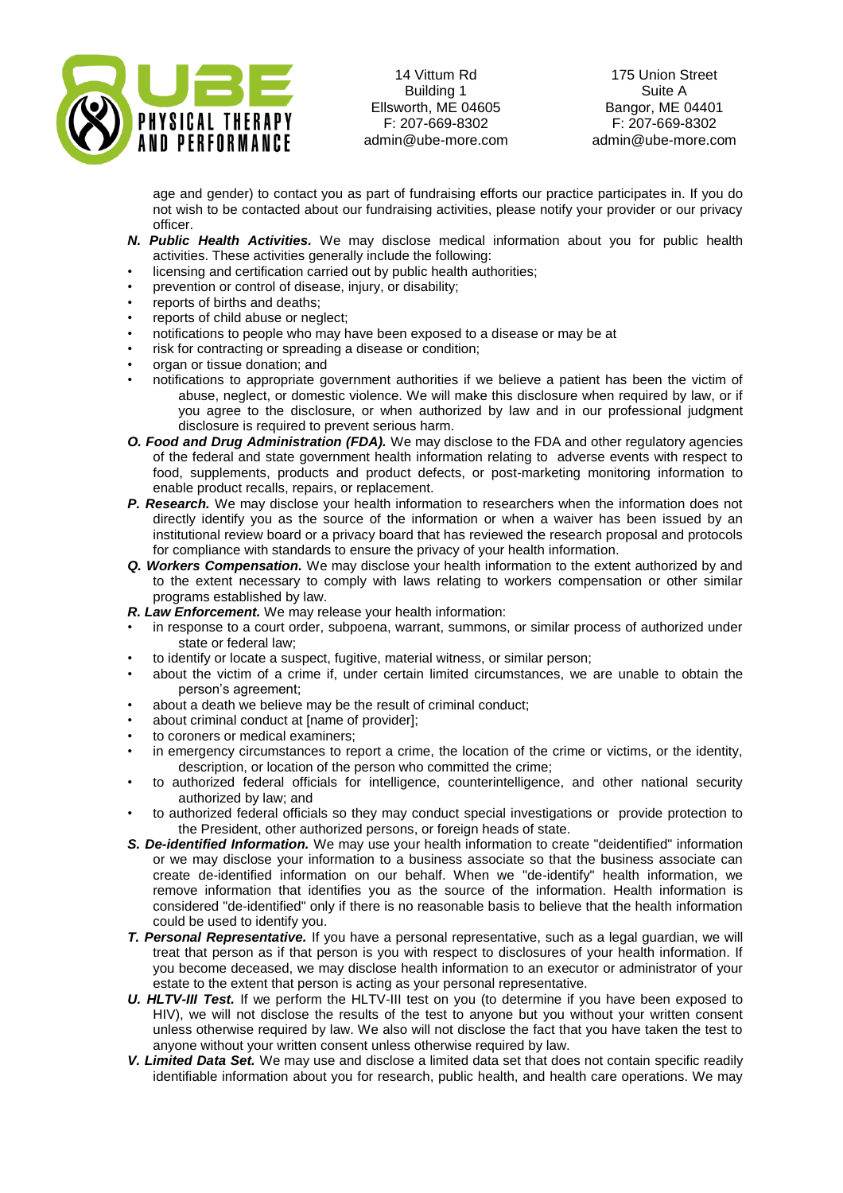age and gender) to contact you as part of fundraising efforts our practice participates in. If you do not wish to be contacted about our fundraising activities, please notify your provider or our privacy officer.

***N. Public Health Activities.*** We may disclose medical information about you for public health activities. These activities generally include the following:

- licensing and certification carried out by public health authorities;
- prevention or control of disease, injury, or disability;
- reports of births and deaths;
- reports of child abuse or neglect;
- notifications to people who may have been exposed to a disease or may be at
- risk for contracting or spreading a disease or condition;
- organ or tissue donation; and
- notifications to appropriate government authorities if we believe a patient has been the victim of abuse, neglect, or domestic violence. We will make this disclosure when required by law, or if you agree to the disclosure, or when authorized by law and in our professional judgment disclosure is required to prevent serious harm.

***O. Food and Drug Administration (FDA).*** We may disclose to the FDA and other regulatory agencies of the federal and state government health information relating to adverse events with respect to food, supplements, products and product defects, or post-marketing monitoring information to enable product recalls, repairs, or replacement.

***P. Research.*** We may disclose your health information to researchers when the information does not directly identify you as the source of the information or when a waiver has been issued by an institutional review board or a privacy board that has reviewed the research proposal and protocols for compliance with standards to ensure the privacy of your health information.

***Q. Workers Compensation.*** We may disclose your health information to the extent authorized by and to the extent necessary to comply with laws relating to workers compensation or other similar programs established by law.

***R. Law Enforcement.*** We may release your health information:

- in response to a court order, subpoena, warrant, summons, or similar process of authorized under state or federal law;
- to identify or locate a suspect, fugitive, material witness, or similar person;
- about the victim of a crime if, under certain limited circumstances, we are unable to obtain the person's agreement;
- about a death we believe may be the result of criminal conduct;
- about criminal conduct at [name of provider];
- to coroners or medical examiners;
- in emergency circumstances to report a crime, the location of the crime or victims, or the identity, description, or location of the person who committed the crime;
- to authorized federal officials for intelligence, counterintelligence, and other national security authorized by law; and
- to authorized federal officials so they may conduct special investigations or provide protection to the President, other authorized persons, or foreign heads of state.

***S. De-identified Information.*** We may use your health information to create "deidentified" information or we may disclose your information to a business associate so that the business associate can create de-identified information on our behalf. When we "de-identify" health information, we remove information that identifies you as the source of the information. Health information is considered "de-identified" only if there is no reasonable basis to believe that the health information could be used to identify you.

***T. Personal Representative.*** If you have a personal representative, such as a legal guardian, we will treat that person as if that person is you with respect to disclosures of your health information. If you become deceased, we may disclose health information to an executor or administrator of your estate to the extent that person is acting as your personal representative.

***U. HLTV-III Test.*** If we perform the HLTV-III test on you (to determine if you have been exposed to HIV), we will not disclose the results of the test to anyone but you without your written consent unless otherwise required by law. We also will not disclose the fact that you have taken the test to anyone without your written consent unless otherwise required by law.

***V. Limited Data Set.*** We may use and disclose a limited data set that does not contain specific readily identifiable information about you for research, public health, and health care operations. We may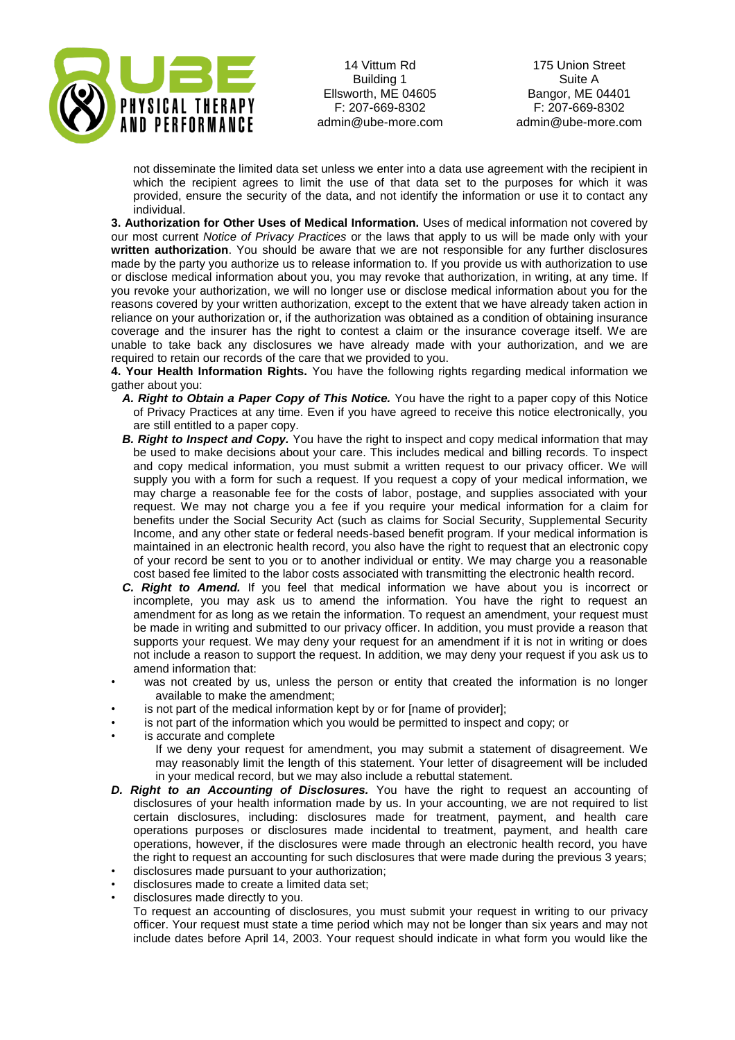not disseminate the limited data set unless we enter into a data use agreement with the recipient in which the recipient agrees to limit the use of that data set to the purposes for which it was provided, ensure the security of the data, and not identify the information or use it to contact any individual.

**3. Authorization for Other Uses of Medical Information.** Uses of medical information not covered by our most current *Notice of Privacy Practices* or the laws that apply to us will be made only with your **written authorization**. You should be aware that we are not responsible for any further disclosures made by the party you authorize us to release information to. If you provide us with authorization to use or disclose medical information about you, you may revoke that authorization, in writing, at any time. If you revoke your authorization, we will no longer use or disclose medical information about you for the reasons covered by your written authorization, except to the extent that we have already taken action in reliance on your authorization or, if the authorization was obtained as a condition of obtaining insurance coverage and the insurer has the right to contest a claim or the insurance coverage itself. We are unable to take back any disclosures we have already made with your authorization, and we are required to retain our records of the care that we provided to you.

**4. Your Health Information Rights.** You have the following rights regarding medical information we gather about you:

***A. Right to Obtain a Paper Copy of This Notice.*** You have the right to a paper copy of this Notice of Privacy Practices at any time. Even if you have agreed to receive this notice electronically, you are still entitled to a paper copy.

***B. Right to Inspect and Copy.*** You have the right to inspect and copy medical information that may be used to make decisions about your care. This includes medical and billing records. To inspect and copy medical information, you must submit a written request to our privacy officer. We will supply you with a form for such a request. If you request a copy of your medical information, we may charge a reasonable fee for the costs of labor, postage, and supplies associated with your request. We may not charge you a fee if you require your medical information for a claim for benefits under the Social Security Act (such as claims for Social Security, Supplemental Security Income, and any other state or federal needs-based benefit program. If your medical information is maintained in an electronic health record, you also have the right to request that an electronic copy of your record be sent to you or to another individual or entity. We may charge you a reasonable cost based fee limited to the labor costs associated with transmitting the electronic health record.

***C. Right to Amend.*** If you feel that medical information we have about you is incorrect or incomplete, you may ask us to amend the information. You have the right to request an amendment for as long as we retain the information. To request an amendment, your request must be made in writing and submitted to our privacy officer. In addition, you must provide a reason that supports your request. We may deny your request for an amendment if it is not in writing or does not include a reason to support the request. In addition, we may deny your request if you ask us to amend information that:

- was not created by us, unless the person or entity that created the information is no longer available to make the amendment;
- is not part of the medical information kept by or for [name of provider];
- is not part of the information which you would be permitted to inspect and copy; or
- is accurate and complete

If we deny your request for amendment, you may submit a statement of disagreement. We may reasonably limit the length of this statement. Your letter of disagreement will be included in your medical record, but we may also include a rebuttal statement.

***D. Right to an Accounting of Disclosures.*** You have the right to request an accounting of disclosures of your health information made by us. In your accounting, we are not required to list certain disclosures, including: disclosures made for treatment, payment, and health care operations purposes or disclosures made incidental to treatment, payment, and health care operations, however, if the disclosures were made through an electronic health record, you have the right to request an accounting for such disclosures that were made during the previous 3 years;

- disclosures made pursuant to your authorization;
- disclosures made to create a limited data set;
- disclosures made directly to you.

To request an accounting of disclosures, you must submit your request in writing to our privacy officer. Your request must state a time period which may not be longer than six years and may not include dates before April 14, 2003. Your request should indicate in what form you would like the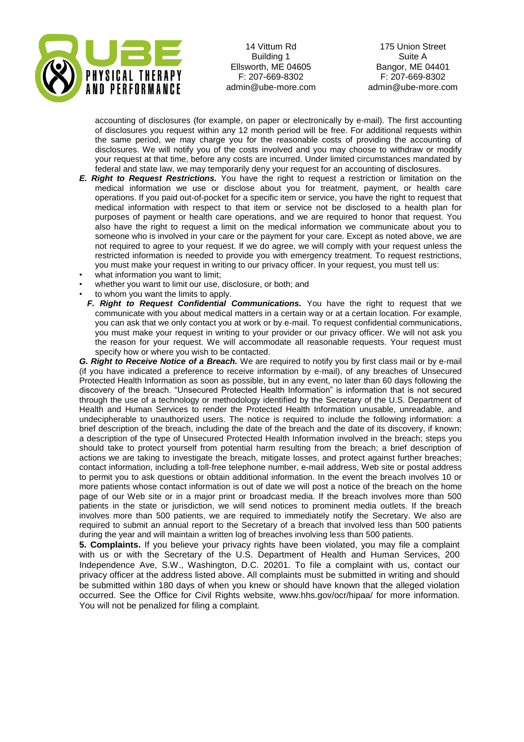accounting of disclosures (for example, on paper or electronically by e-mail). The first accounting of disclosures you request within any 12 month period will be free. For additional requests within the same period, we may charge you for the reasonable costs of providing the accounting of disclosures. We will notify you of the costs involved and you may choose to withdraw or modify your request at that time, before any costs are incurred. Under limited circumstances mandated by federal and state law, we may temporarily deny your request for an accounting of disclosures.

***E. Right to Request Restrictions.*** You have the right to request a restriction or limitation on the medical information we use or disclose about you for treatment, payment, or health care operations. If you paid out-of-pocket for a specific item or service, you have the right to request that medical information with respect to that item or service not be disclosed to a health plan for purposes of payment or health care operations, and we are required to honor that request. You also have the right to request a limit on the medical information we communicate about you to someone who is involved in your care or the payment for your care. Except as noted above, we are not required to agree to your request. If we do agree, we will comply with your request unless the restricted information is needed to provide you with emergency treatment. To request restrictions, you must make your request in writing to our privacy officer. In your request, you must tell us:

- what information you want to limit;
- whether you want to limit our use, disclosure, or both; and
- to whom you want the limits to apply.

***F. Right to Request Confidential Communications.*** You have the right to request that we communicate with you about medical matters in a certain way or at a certain location. For example, you can ask that we only contact you at work or by e-mail. To request confidential communications, you must make your request in writing to your provider or our privacy officer. We will not ask you the reason for your request. We will accommodate all reasonable requests. Your request must specify how or where you wish to be contacted.

***G. Right to Receive Notice of a Breach.*** We are required to notify you by first class mail or by e-mail (if you have indicated a preference to receive information by e-mail), of any breaches of Unsecured Protected Health Information as soon as possible, but in any event, no later than 60 days following the discovery of the breach. "Unsecured Protected Health Information" is information that is not secured through the use of a technology or methodology identified by the Secretary of the U.S. Department of Health and Human Services to render the Protected Health Information unusable, unreadable, and undecipherable to unauthorized users. The notice is required to include the following information: a brief description of the breach, including the date of the breach and the date of its discovery, if known; a description of the type of Unsecured Protected Health Information involved in the breach; steps you should take to protect yourself from potential harm resulting from the breach; a brief description of actions we are taking to investigate the breach, mitigate losses, and protect against further breaches; contact information, including a toll-free telephone number, e-mail address, Web site or postal address to permit you to ask questions or obtain additional information. In the event the breach involves 10 or more patients whose contact information is out of date we will post a notice of the breach on the home page of our Web site or in a major print or broadcast media. If the breach involves more than 500 patients in the state or jurisdiction, we will send notices to prominent media outlets. If the breach involves more than 500 patients, we are required to immediately notify the Secretary. We also are required to submit an annual report to the Secretary of a breach that involved less than 500 patients during the year and will maintain a written log of breaches involving less than 500 patients.

**5. Complaints.** If you believe your privacy rights have been violated, you may file a complaint with us or with the Secretary of the U.S. Department of Health and Human Services, 200 Independence Ave, S.W., Washington, D.C. 20201. To file a complaint with us, contact our privacy officer at the address listed above. All complaints must be submitted in writing and should be submitted within 180 days of when you knew or should have known that the alleged violation occurred. See the Office for Civil Rights website, www.hhs.gov/ocr/hipaa/ for more information. You will not be penalized for filing a complaint.